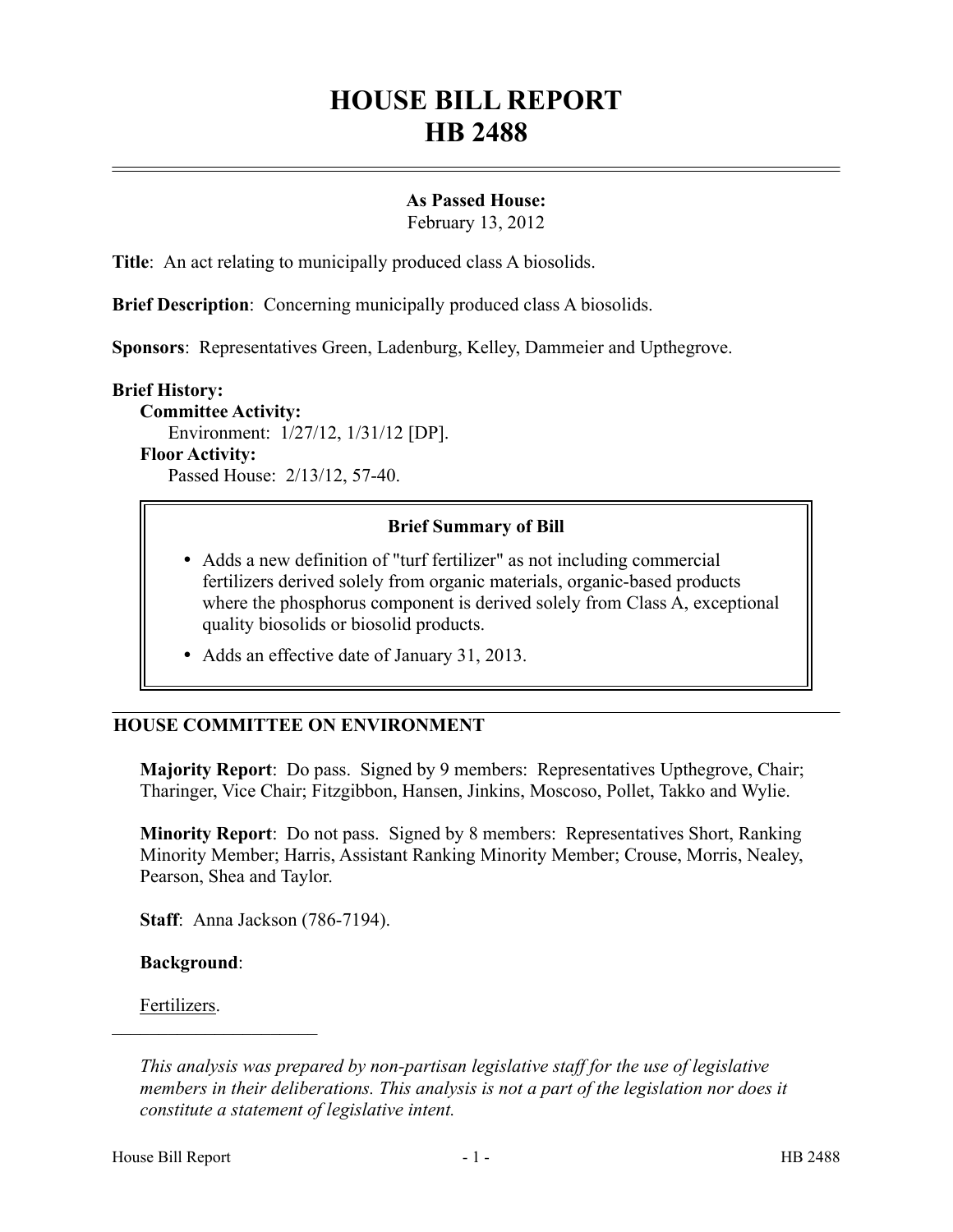# HOUSE BILL REPORT
# HB 2488

**As Passed House:**
February 13, 2012

**Title**: An act relating to municipally produced class A biosolids.

**Brief Description**: Concerning municipally produced class A biosolids.

**Sponsors**: Representatives Green, Ladenburg, Kelley, Dammeier and Upthegrove.

**Brief History:**

**Committee Activity:**
Environment: 1/27/12, 1/31/12 [DP].

**Floor Activity:**
Passed House: 2/13/12, 57-40.

**Brief Summary of Bill**

- Adds a new definition of "turf fertilizer" as not including commercial fertilizers derived solely from organic materials, organic-based products where the phosphorus component is derived solely from Class A, exceptional quality biosolids or biosolid products.
- Adds an effective date of January 31, 2013.

## HOUSE COMMITTEE ON ENVIRONMENT

**Majority Report**: Do pass. Signed by 9 members: Representatives Upthegrove, Chair; Tharinger, Vice Chair; Fitzgibbon, Hansen, Jinkins, Moscoso, Pollet, Takko and Wylie.

**Minority Report**: Do not pass. Signed by 8 members: Representatives Short, Ranking Minority Member; Harris, Assistant Ranking Minority Member; Crouse, Morris, Nealey, Pearson, Shea and Taylor.

**Staff**: Anna Jackson (786-7194).

**Background**:

Fertilizers.

---

*This analysis was prepared by non-partisan legislative staff for the use of legislative members in their deliberations. This analysis is not a part of the legislation nor does it constitute a statement of legislative intent.*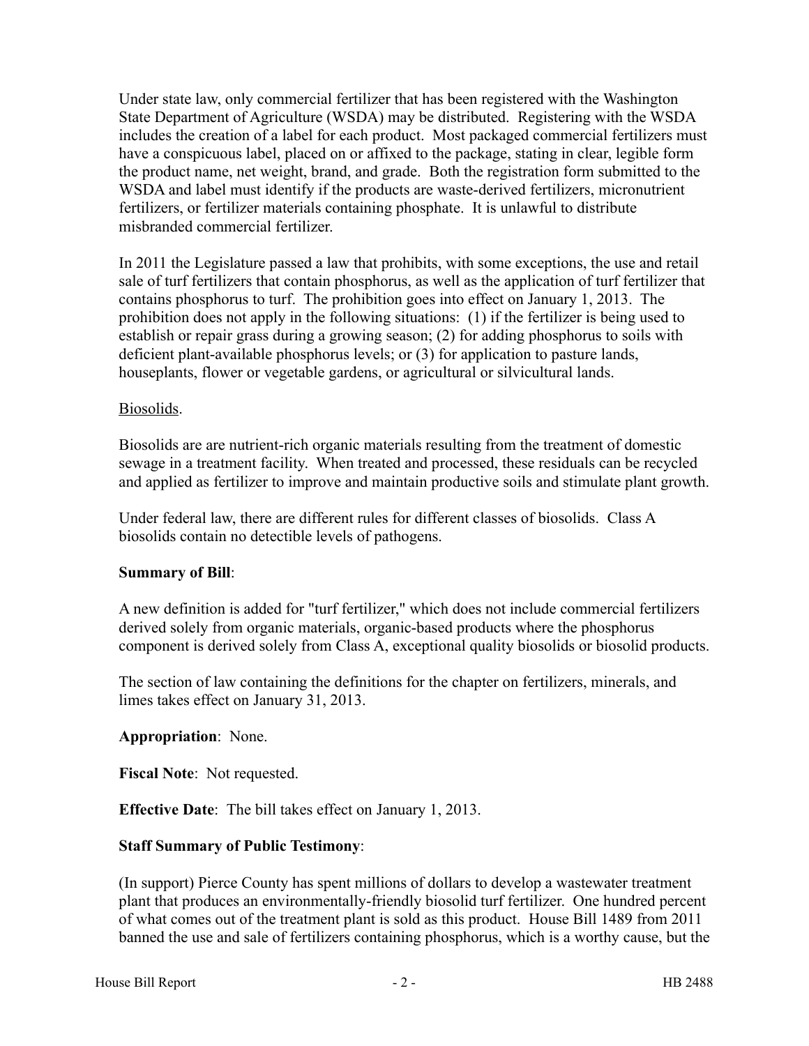Under state law, only commercial fertilizer that has been registered with the Washington State Department of Agriculture (WSDA) may be distributed. Registering with the WSDA includes the creation of a label for each product. Most packaged commercial fertilizers must have a conspicuous label, placed on or affixed to the package, stating in clear, legible form the product name, net weight, brand, and grade. Both the registration form submitted to the WSDA and label must identify if the products are waste-derived fertilizers, micronutrient fertilizers, or fertilizer materials containing phosphate. It is unlawful to distribute misbranded commercial fertilizer.

In 2011 the Legislature passed a law that prohibits, with some exceptions, the use and retail sale of turf fertilizers that contain phosphorus, as well as the application of turf fertilizer that contains phosphorus to turf. The prohibition goes into effect on January 1, 2013. The prohibition does not apply in the following situations: (1) if the fertilizer is being used to establish or repair grass during a growing season; (2) for adding phosphorus to soils with deficient plant-available phosphorus levels; or (3) for application to pasture lands, houseplants, flower or vegetable gardens, or agricultural or silvicultural lands.

Biosolids.

Biosolids are are nutrient-rich organic materials resulting from the treatment of domestic sewage in a treatment facility. When treated and processed, these residuals can be recycled and applied as fertilizer to improve and maintain productive soils and stimulate plant growth.

Under federal law, there are different rules for different classes of biosolids. Class A biosolids contain no detectible levels of pathogens.

**Summary of Bill**:

A new definition is added for "turf fertilizer," which does not include commercial fertilizers derived solely from organic materials, organic-based products where the phosphorus component is derived solely from Class A, exceptional quality biosolids or biosolid products.

The section of law containing the definitions for the chapter on fertilizers, minerals, and limes takes effect on January 31, 2013.

**Appropriation**: None.

**Fiscal Note**: Not requested.

**Effective Date**: The bill takes effect on January 1, 2013.

**Staff Summary of Public Testimony**:

(In support) Pierce County has spent millions of dollars to develop a wastewater treatment plant that produces an environmentally-friendly biosolid turf fertilizer. One hundred percent of what comes out of the treatment plant is sold as this product. House Bill 1489 from 2011 banned the use and sale of fertilizers containing phosphorus, which is a worthy cause, but the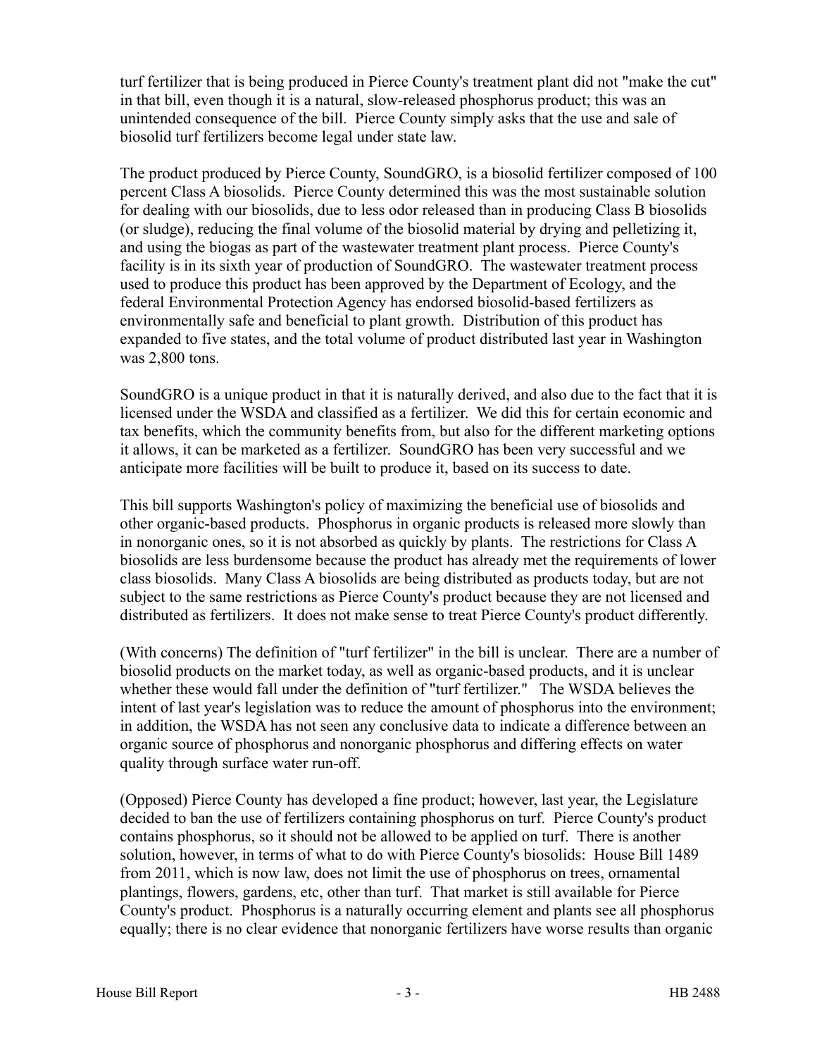turf fertilizer that is being produced in Pierce County's treatment plant did not "make the cut" in that bill, even though it is a natural, slow-released phosphorus product; this was an unintended consequence of the bill. Pierce County simply asks that the use and sale of biosolid turf fertilizers become legal under state law.

The product produced by Pierce County, SoundGRO, is a biosolid fertilizer composed of 100 percent Class A biosolids. Pierce County determined this was the most sustainable solution for dealing with our biosolids, due to less odor released than in producing Class B biosolids (or sludge), reducing the final volume of the biosolid material by drying and pelletizing it, and using the biogas as part of the wastewater treatment plant process. Pierce County's facility is in its sixth year of production of SoundGRO. The wastewater treatment process used to produce this product has been approved by the Department of Ecology, and the federal Environmental Protection Agency has endorsed biosolid-based fertilizers as environmentally safe and beneficial to plant growth. Distribution of this product has expanded to five states, and the total volume of product distributed last year in Washington was 2,800 tons.

SoundGRO is a unique product in that it is naturally derived, and also due to the fact that it is licensed under the WSDA and classified as a fertilizer. We did this for certain economic and tax benefits, which the community benefits from, but also for the different marketing options it allows, it can be marketed as a fertilizer. SoundGRO has been very successful and we anticipate more facilities will be built to produce it, based on its success to date.

This bill supports Washington's policy of maximizing the beneficial use of biosolids and other organic-based products. Phosphorus in organic products is released more slowly than in nonorganic ones, so it is not absorbed as quickly by plants. The restrictions for Class A biosolids are less burdensome because the product has already met the requirements of lower class biosolids. Many Class A biosolids are being distributed as products today, but are not subject to the same restrictions as Pierce County's product because they are not licensed and distributed as fertilizers. It does not make sense to treat Pierce County's product differently.

(With concerns) The definition of "turf fertilizer" in the bill is unclear. There are a number of biosolid products on the market today, as well as organic-based products, and it is unclear whether these would fall under the definition of "turf fertilizer." The WSDA believes the intent of last year's legislation was to reduce the amount of phosphorus into the environment; in addition, the WSDA has not seen any conclusive data to indicate a difference between an organic source of phosphorus and nonorganic phosphorus and differing effects on water quality through surface water run-off.

(Opposed) Pierce County has developed a fine product; however, last year, the Legislature decided to ban the use of fertilizers containing phosphorus on turf. Pierce County's product contains phosphorus, so it should not be allowed to be applied on turf. There is another solution, however, in terms of what to do with Pierce County's biosolids: House Bill 1489 from 2011, which is now law, does not limit the use of phosphorus on trees, ornamental plantings, flowers, gardens, etc, other than turf. That market is still available for Pierce County's product. Phosphorus is a naturally occurring element and plants see all phosphorus equally; there is no clear evidence that nonorganic fertilizers have worse results than organic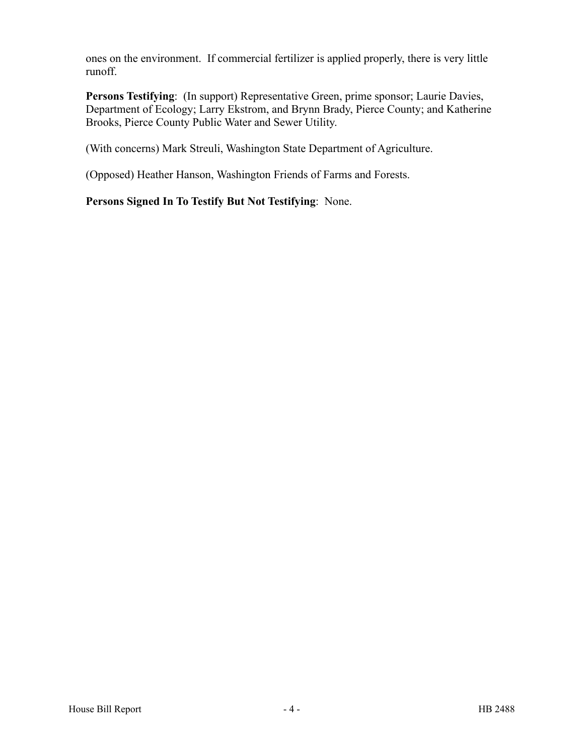ones on the environment. If commercial fertilizer is applied properly, there is very little runoff.

**Persons Testifying**: (In support) Representative Green, prime sponsor; Laurie Davies, Department of Ecology; Larry Ekstrom, and Brynn Brady, Pierce County; and Katherine Brooks, Pierce County Public Water and Sewer Utility.

(With concerns) Mark Streuli, Washington State Department of Agriculture.

(Opposed) Heather Hanson, Washington Friends of Farms and Forests.

**Persons Signed In To Testify But Not Testifying**: None.